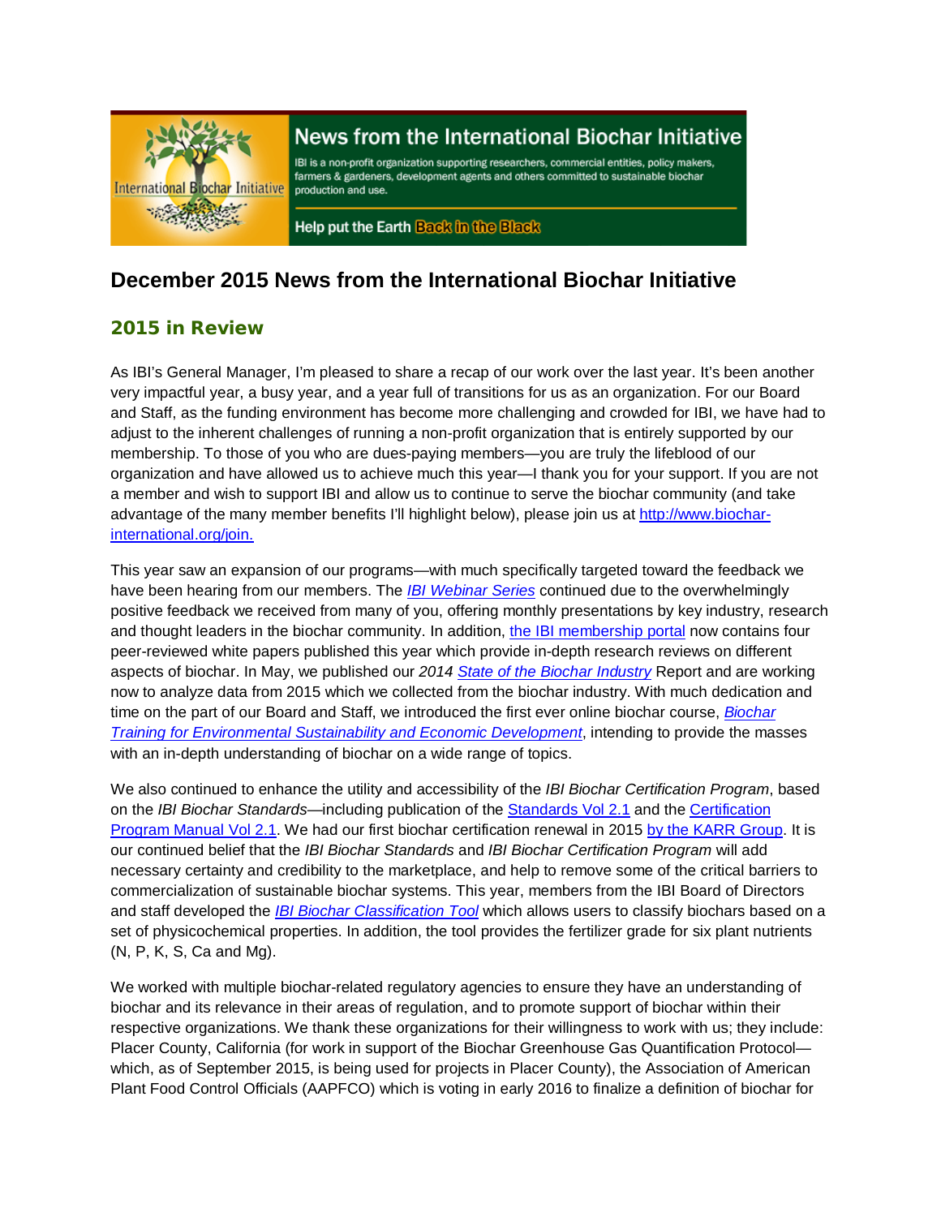News from the International Biochar Initiative

IBI is a non-profit organization supporting researchers, commercial entities, policy makers, farmers & gardeners, development agents and others committed to sustainable biochar production and use.

Help put the Earth Back in the Black

# December 2015 News from the International Biochar Initiative

## 2015 in Review

As IBI's General Manager, I'm pleased to share a recap of our work over the last year. It's been another very impactful year, a busy year, and a year full of transitions for us as an organization. For our Board and Staff, as the funding environment has become more challenging and crowded for IBI, we have had to adjust to the inherent challenges of running a non-profit organization that is entirely supported by our membership. To those of you who are dues-paying members—you are truly the lifeblood of our organization and have allowed us to achieve much this year—I thank you for your support. If you are not a member and wish to support IBI and allow us to continue to serve the biochar community (and take advantage of the many member benefits I'll highlight below), please join us at http://www.biochar-international.org/join.

This year saw an expansion of our programs—with much specifically targeted toward the feedback we have been hearing from our members. The *IBI Webinar Series* continued due to the overwhelmingly positive feedback we received from many of you, offering monthly presentations by key industry, research and thought leaders in the biochar community. In addition, the IBI membership portal now contains four peer-reviewed white papers published this year which provide in-depth research reviews on different aspects of biochar. In May, we published our *2014 State of the Biochar Industry* Report and are working now to analyze data from 2015 which we collected from the biochar industry. With much dedication and time on the part of our Board and Staff, we introduced the first ever online biochar course, *Biochar Training for Environmental Sustainability and Economic Development*, intending to provide the masses with an in-depth understanding of biochar on a wide range of topics.

We also continued to enhance the utility and accessibility of the *IBI Biochar Certification Program*, based on the *IBI Biochar Standards*—including publication of the Standards Vol 2.1 and the Certification Program Manual Vol 2.1. We had our first biochar certification renewal in 2015 by the KARR Group. It is our continued belief that the *IBI Biochar Standards* and *IBI Biochar Certification Program* will add necessary certainty and credibility to the marketplace, and help to remove some of the critical barriers to commercialization of sustainable biochar systems. This year, members from the IBI Board of Directors and staff developed the *IBI Biochar Classification Tool* which allows users to classify biochars based on a set of physicochemical properties. In addition, the tool provides the fertilizer grade for six plant nutrients (N, P, K, S, Ca and Mg).

We worked with multiple biochar-related regulatory agencies to ensure they have an understanding of biochar and its relevance in their areas of regulation, and to promote support of biochar within their respective organizations. We thank these organizations for their willingness to work with us; they include: Placer County, California (for work in support of the Biochar Greenhouse Gas Quantification Protocol—which, as of September 2015, is being used for projects in Placer County), the Association of American Plant Food Control Officials (AAPFCO) which is voting in early 2016 to finalize a definition of biochar for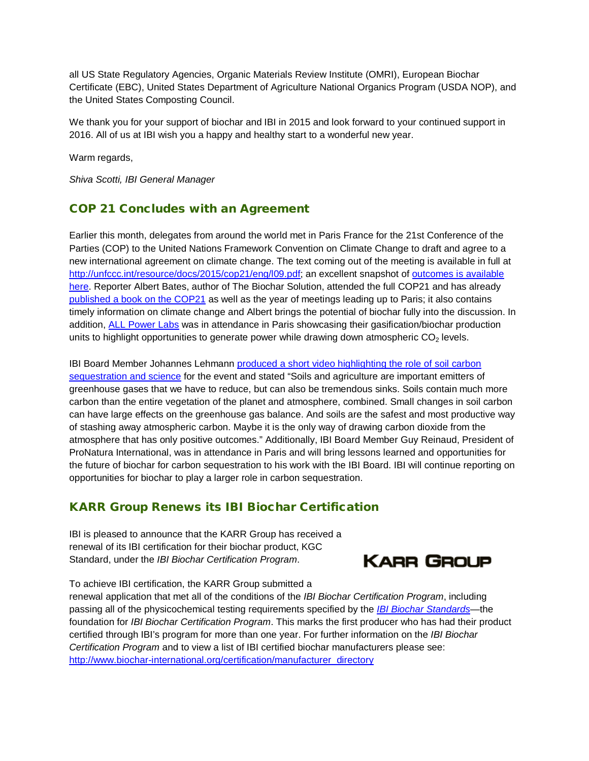all US State Regulatory Agencies, Organic Materials Review Institute (OMRI), European Biochar Certificate (EBC), United States Department of Agriculture National Organics Program (USDA NOP), and the United States Composting Council.

We thank you for your support of biochar and IBI in 2015 and look forward to your continued support in 2016. All of us at IBI wish you a happy and healthy start to a wonderful new year.

Warm regards,

*Shiva Scotti, IBI General Manager*

## COP 21 Concludes with an Agreement

Earlier this month, delegates from around the world met in Paris France for the 21st Conference of the Parties (COP) to the United Nations Framework Convention on Climate Change to draft and agree to a new international agreement on climate change. The text coming out of the meeting is available in full at [http://unfccc.int/resource/docs/2015/cop21/eng/l09.pdf](http://unfccc.int/resource/docs/2015/cop21/eng/l09.pdf); an excellent snapshot of [outcomes is available here](). Reporter Albert Bates, author of The Biochar Solution, attended the full COP21 and has already [published a book on the COP21]() as well as the year of meetings leading up to Paris; it also contains timely information on climate change and Albert brings the potential of biochar fully into the discussion. In addition, [ALL Power Labs]() was in attendance in Paris showcasing their gasification/biochar production units to highlight opportunities to generate power while drawing down atmospheric $CO_2$ levels.

IBI Board Member Johannes Lehmann [produced a short video highlighting the role of soil carbon sequestration and science]() for the event and stated "Soils and agriculture are important emitters of greenhouse gases that we have to reduce, but can also be tremendous sinks. Soils contain much more carbon than the entire vegetation of the planet and atmosphere, combined. Small changes in soil carbon can have large effects on the greenhouse gas balance. And soils are the safest and most productive way of stashing away atmospheric carbon. Maybe it is the only way of drawing carbon dioxide from the atmosphere that has only positive outcomes." Additionally, IBI Board Member Guy Reinaud, President of ProNatura International, was in attendance in Paris and will bring lessons learned and opportunities for the future of biochar for carbon sequestration to his work with the IBI Board. IBI will continue reporting on opportunities for biochar to play a larger role in carbon sequestration.

## KARR Group Renews its IBI Biochar Certification

IBI is pleased to announce that the KARR Group has received a renewal of its IBI certification for their biochar product, KGC Standard, under the *IBI Biochar Certification Program*.

KARR GROUP

To achieve IBI certification, the KARR Group submitted a renewal application that met all of the conditions of the *IBI Biochar Certification Program*, including passing all of the physicochemical testing requirements specified by the [*IBI Biochar Standards*]()—the foundation for *IBI Biochar Certification Program*. This marks the first producer who has had their product certified through IBI's program for more than one year. For further information on the *IBI Biochar Certification Program* and to view a list of IBI certified biochar manufacturers please see: [http://www.biochar-international.org/certification/manufacturer_directory](http://www.biochar-international.org/certification/manufacturer_directory)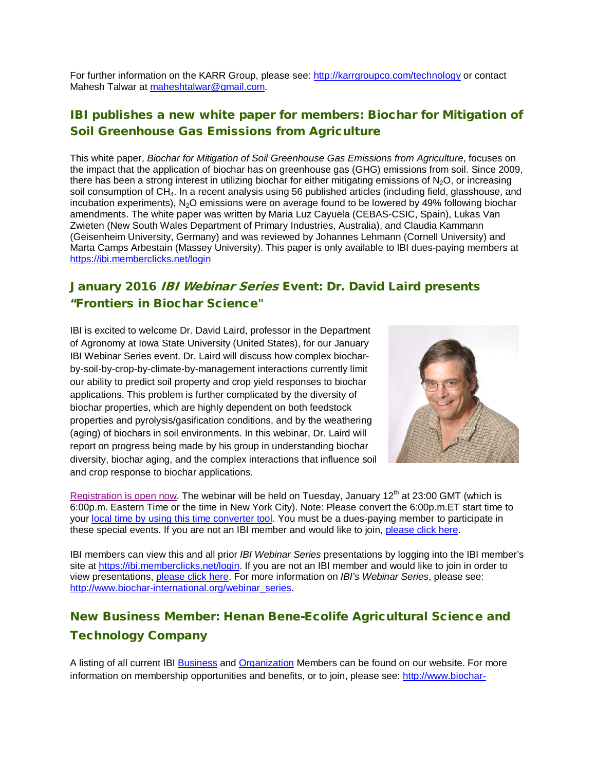For further information on the KARR Group, please see: http://karrgroupco.com/technology or contact Mahesh Talwar at maheshtalwar@gmail.com.

## IBI publishes a new white paper for members: Biochar for Mitigation of Soil Greenhouse Gas Emissions from Agriculture

This white paper, *Biochar for Mitigation of Soil Greenhouse Gas Emissions from Agriculture*, focuses on the impact that the application of biochar has on greenhouse gas (GHG) emissions from soil. Since 2009, there has been a strong interest in utilizing biochar for either mitigating emissions of $N_2O$, or increasing soil consumption of $CH_4$. In a recent analysis using 56 published articles (including field, glasshouse, and incubation experiments), $N_2O$ emissions were on average found to be lowered by 49% following biochar amendments. The white paper was written by Maria Luz Cayuela (CEBAS-CSIC, Spain), Lukas Van Zwieten (New South Wales Department of Primary Industries, Australia), and Claudia Kammann (Geisenheim University, Germany) and was reviewed by Johannes Lehmann (Cornell University) and Marta Camps Arbestain (Massey University). This paper is only available to IBI dues-paying members at https://ibi.memberclicks.net/login

## January 2016 *IBI Webinar Series* Event: Dr. David Laird presents "Frontiers in Biochar Science"

IBI is excited to welcome Dr. David Laird, professor in the Department of Agronomy at Iowa State University (United States), for our January IBI Webinar Series event. Dr. Laird will discuss how complex biochar-by-soil-by-crop-by-climate-by-management interactions currently limit our ability to predict soil property and crop yield responses to biochar applications. This problem is further complicated by the diversity of biochar properties, which are highly dependent on both feedstock properties and pyrolysis/gasification conditions, and by the weathering (aging) of biochars in soil environments. In this webinar, Dr. Laird will report on progress being made by his group in understanding biochar diversity, biochar aging, and the complex interactions that influence soil and crop response to biochar applications.

Registration is open now. The webinar will be held on Tuesday, January 12th at 23:00 GMT (which is 6:00p.m. Eastern Time or the time in New York City). Note: Please convert the 6:00p.m.ET start time to your local time by using this time converter tool. You must be a dues-paying member to participate in these special events. If you are not an IBI member and would like to join, please click here.

IBI members can view this and all prior *IBI Webinar Series* presentations by logging into the IBI member's site at https://ibi.memberclicks.net/login. If you are not an IBI member and would like to join in order to view presentations, please click here. For more information on *IBI's Webinar Series*, please see: http://www.biochar-international.org/webinar_series.

## New Business Member: Henan Bene-Ecolife Agricultural Science and Technology Company

A listing of all current IBI Business and Organization Members can be found on our website. For more information on membership opportunities and benefits, or to join, please see: http://www.biochar-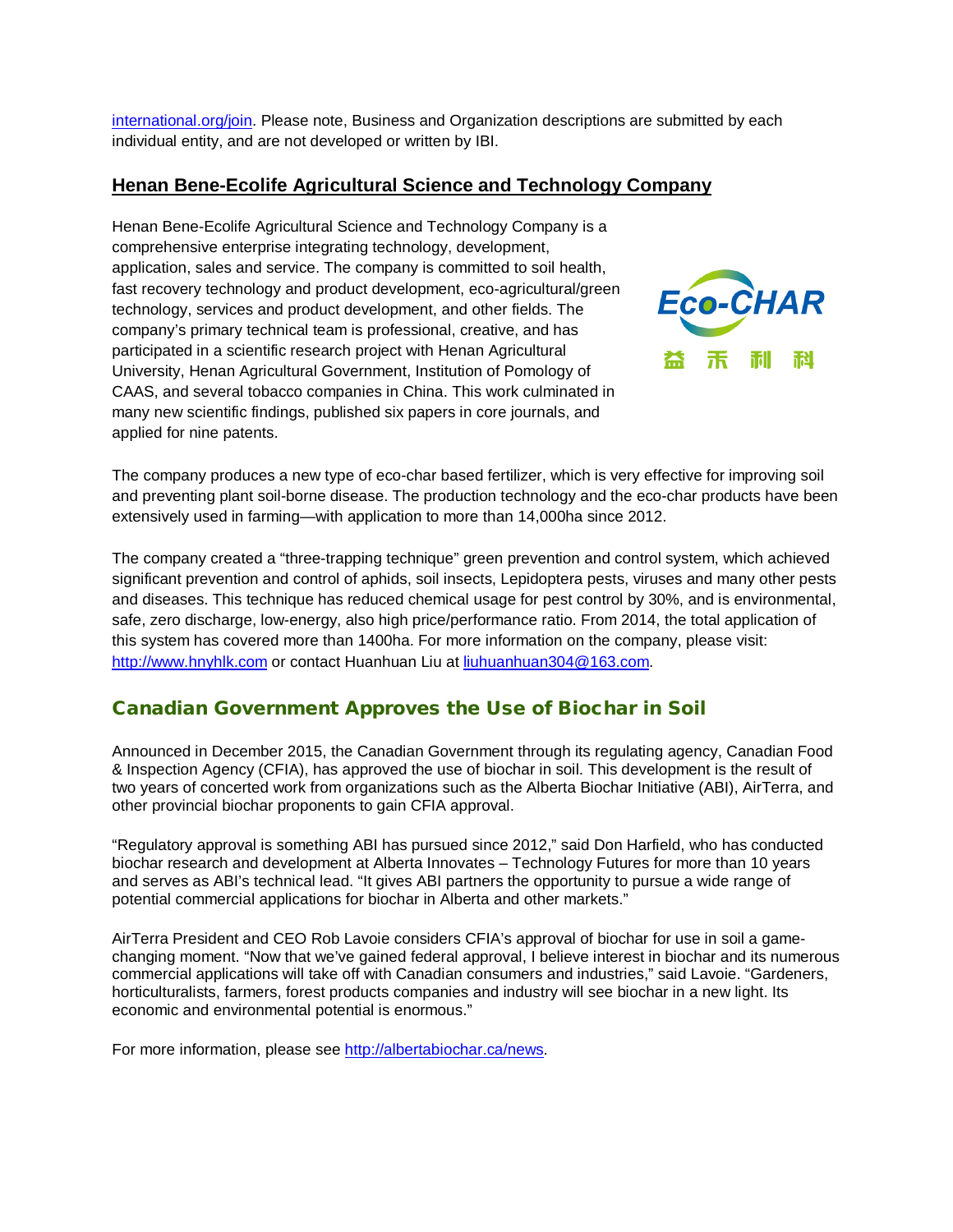international.org/join. Please note, Business and Organization descriptions are submitted by each individual entity, and are not developed or written by IBI.

## Henan Bene-Ecolife Agricultural Science and Technology Company

Henan Bene-Ecolife Agricultural Science and Technology Company is a comprehensive enterprise integrating technology, development, application, sales and service. The company is committed to soil health, fast recovery technology and product development, eco-agricultural/green technology, services and product development, and other fields. The company's primary technical team is professional, creative, and has participated in a scientific research project with Henan Agricultural University, Henan Agricultural Government, Institution of Pomology of CAAS, and several tobacco companies in China. This work culminated in many new scientific findings, published six papers in core journals, and applied for nine patents.

The company produces a new type of eco-char based fertilizer, which is very effective for improving soil and preventing plant soil-borne disease. The production technology and the eco-char products have been extensively used in farming—with application to more than 14,000ha since 2012.

The company created a "three-trapping technique" green prevention and control system, which achieved significant prevention and control of aphids, soil insects, Lepidoptera pests, viruses and many other pests and diseases. This technique has reduced chemical usage for pest control by 30%, and is environmental, safe, zero discharge, low-energy, also high price/performance ratio. From 2014, the total application of this system has covered more than 1400ha. For more information on the company, please visit: http://www.hnyhlk.com or contact Huanhuan Liu at liuhuanhuan304@163.com.

## Canadian Government Approves the Use of Biochar in Soil

Announced in December 2015, the Canadian Government through its regulating agency, Canadian Food & Inspection Agency (CFIA), has approved the use of biochar in soil. This development is the result of two years of concerted work from organizations such as the Alberta Biochar Initiative (ABI), AirTerra, and other provincial biochar proponents to gain CFIA approval.

"Regulatory approval is something ABI has pursued since 2012," said Don Harfield, who has conducted biochar research and development at Alberta Innovates – Technology Futures for more than 10 years and serves as ABI's technical lead. "It gives ABI partners the opportunity to pursue a wide range of potential commercial applications for biochar in Alberta and other markets."

AirTerra President and CEO Rob Lavoie considers CFIA's approval of biochar for use in soil a game-changing moment. "Now that we've gained federal approval, I believe interest in biochar and its numerous commercial applications will take off with Canadian consumers and industries," said Lavoie. "Gardeners, horticulturalists, farmers, forest products companies and industry will see biochar in a new light. Its economic and environmental potential is enormous."

For more information, please see http://albertabiochar.ca/news.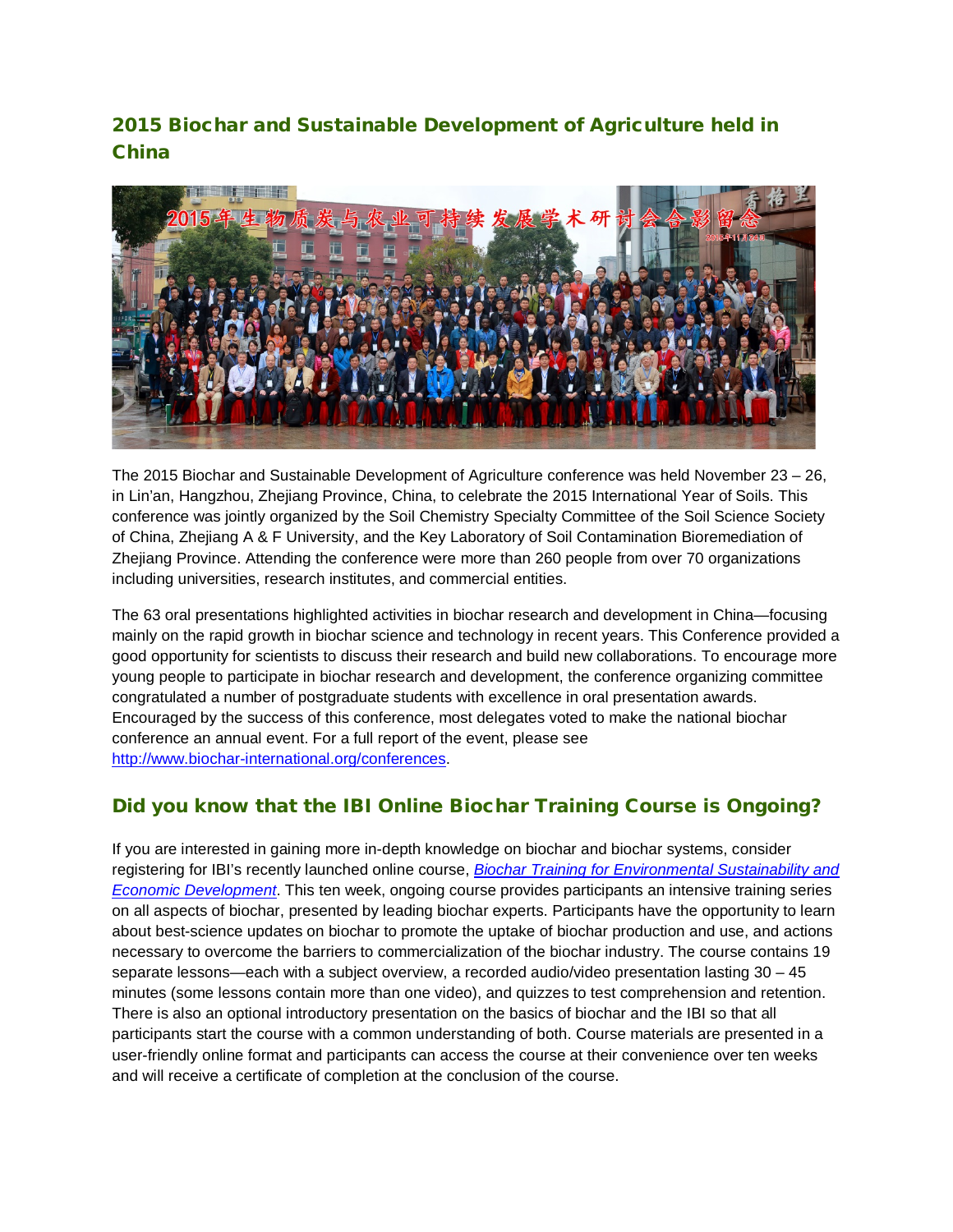## 2015 Biochar and Sustainable Development of Agriculture held in China

The 2015 Biochar and Sustainable Development of Agriculture conference was held November 23 – 26, in Lin'an, Hangzhou, Zhejiang Province, China, to celebrate the 2015 International Year of Soils. This conference was jointly organized by the Soil Chemistry Specialty Committee of the Soil Science Society of China, Zhejiang A & F University, and the Key Laboratory of Soil Contamination Bioremediation of Zhejiang Province. Attending the conference were more than 260 people from over 70 organizations including universities, research institutes, and commercial entities.

The 63 oral presentations highlighted activities in biochar research and development in China—focusing mainly on the rapid growth in biochar science and technology in recent years. This Conference provided a good opportunity for scientists to discuss their research and build new collaborations. To encourage more young people to participate in biochar research and development, the conference organizing committee congratulated a number of postgraduate students with excellence in oral presentation awards. Encouraged by the success of this conference, most delegates voted to make the national biochar conference an annual event. For a full report of the event, please see http://www.biochar-international.org/conferences.

## Did you know that the IBI Online Biochar Training Course is Ongoing?

If you are interested in gaining more in-depth knowledge on biochar and biochar systems, consider registering for IBI's recently launched online course, *Biochar Training for Environmental Sustainability and Economic Development*. This ten week, ongoing course provides participants an intensive training series on all aspects of biochar, presented by leading biochar experts. Participants have the opportunity to learn about best-science updates on biochar to promote the uptake of biochar production and use, and actions necessary to overcome the barriers to commercialization of the biochar industry. The course contains 19 separate lessons—each with a subject overview, a recorded audio/video presentation lasting 30 – 45 minutes (some lessons contain more than one video), and quizzes to test comprehension and retention. There is also an optional introductory presentation on the basics of biochar and the IBI so that all participants start the course with a common understanding of both. Course materials are presented in a user-friendly online format and participants can access the course at their convenience over ten weeks and will receive a certificate of completion at the conclusion of the course.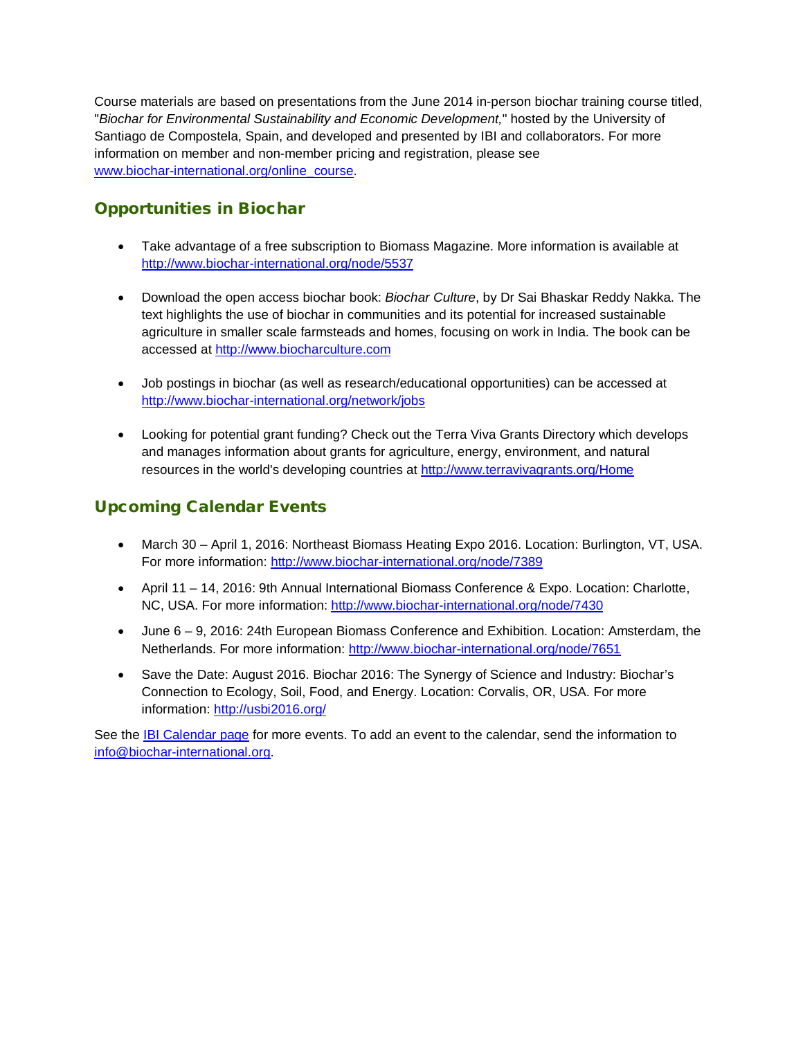Course materials are based on presentations from the June 2014 in-person biochar training course titled, "*Biochar for Environmental Sustainability and Economic Development,*" hosted by the University of Santiago de Compostela, Spain, and developed and presented by IBI and collaborators. For more information on member and non-member pricing and registration, please see [www.biochar-international.org/online_course](www.biochar-international.org/online_course).

## Opportunities in Biochar

- Take advantage of a free subscription to Biomass Magazine. More information is available at [http://www.biochar-international.org/node/5537](http://www.biochar-international.org/node/5537)

- Download the open access biochar book: *Biochar Culture*, by Dr Sai Bhaskar Reddy Nakka. The text highlights the use of biochar in communities and its potential for increased sustainable agriculture in smaller scale farmsteads and homes, focusing on work in India. The book can be accessed at [http://www.biocharculture.com](http://www.biocharculture.com)

- Job postings in biochar (as well as research/educational opportunities) can be accessed at [http://www.biochar-international.org/network/jobs](http://www.biochar-international.org/network/jobs)

- Looking for potential grant funding? Check out the Terra Viva Grants Directory which develops and manages information about grants for agriculture, energy, environment, and natural resources in the world's developing countries at [http://www.terravivagrants.org/Home](http://www.terravivagrants.org/Home)

## Upcoming Calendar Events

- March 30 – April 1, 2016: Northeast Biomass Heating Expo 2016. Location: Burlington, VT, USA. For more information: [http://www.biochar-international.org/node/7389](http://www.biochar-international.org/node/7389)
- April 11 – 14, 2016: 9th Annual International Biomass Conference & Expo. Location: Charlotte, NC, USA. For more information: [http://www.biochar-international.org/node/7430](http://www.biochar-international.org/node/7430)
- June 6 – 9, 2016: 24th European Biomass Conference and Exhibition. Location: Amsterdam, the Netherlands. For more information: [http://www.biochar-international.org/node/7651](http://www.biochar-international.org/node/7651)
- Save the Date: August 2016. Biochar 2016: The Synergy of Science and Industry: Biochar's Connection to Ecology, Soil, Food, and Energy. Location: Corvalis, OR, USA. For more information: [http://usbi2016.org/](http://usbi2016.org/)

See the IBI Calendar page for more events. To add an event to the calendar, send the information to [info@biochar-international.org](mailto:info@biochar-international.org).